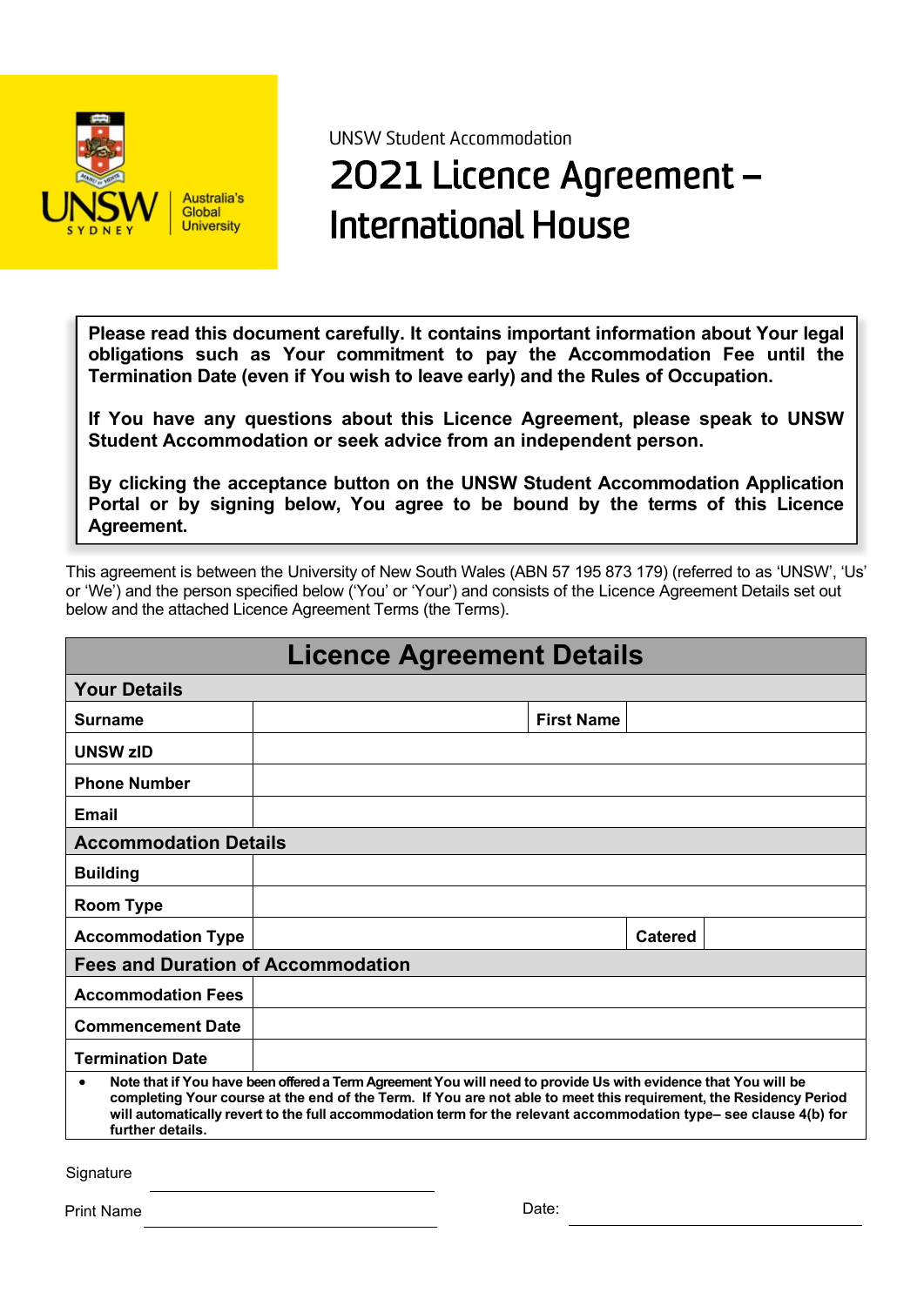UNSW Student Accommodation

# 2021 Licence Agreement – International House

**Please read this document carefully. It contains important information about Your legal obligations such as Your commitment to pay the Accommodation Fee until the Termination Date (even if You wish to leave early) and the Rules of Occupation.**

**If You have any questions about this Licence Agreement, please speak to UNSW Student Accommodation or seek advice from an independent person.**

**By clicking the acceptance button on the UNSW Student Accommodation Application Portal or by signing below, You agree to be bound by the terms of this Licence Agreement.**

This agreement is between the University of New South Wales (ABN 57 195 873 179) (referred to as 'UNSW', 'Us' or 'We') and the person specified below ('You' or 'Your') and consists of the Licence Agreement Details set out below and the attached Licence Agreement Terms (the Terms).

## Licence Agreement Details

| **Your Details** | | | |
|---|---|---|---|
| **Surname** | | **First Name** | |
| **UNSW zID** | | | |
| **Phone Number** | | | |
| **Email** | | | |
| **Accommodation Details** | | | |
| **Building** | | | |
| **Room Type** | | | |
| **Accommodation Type** | | **Catered** | |
| **Fees and Duration of Accommodation** | | | |
| **Accommodation Fees** | | | |
| **Commencement Date** | | | |
| **Termination Date** | | | |

- **Note that if You have been offered a Term Agreement You will need to provide Us with evidence that You will be completing Your course at the end of the Term. If You are not able to meet this requirement, the Residency Period will automatically revert to the full accommodation term for the relevant accommodation type– see clause 4(b) for further details.**

Signature ______________________

Print Name ______________________ Date: ______________________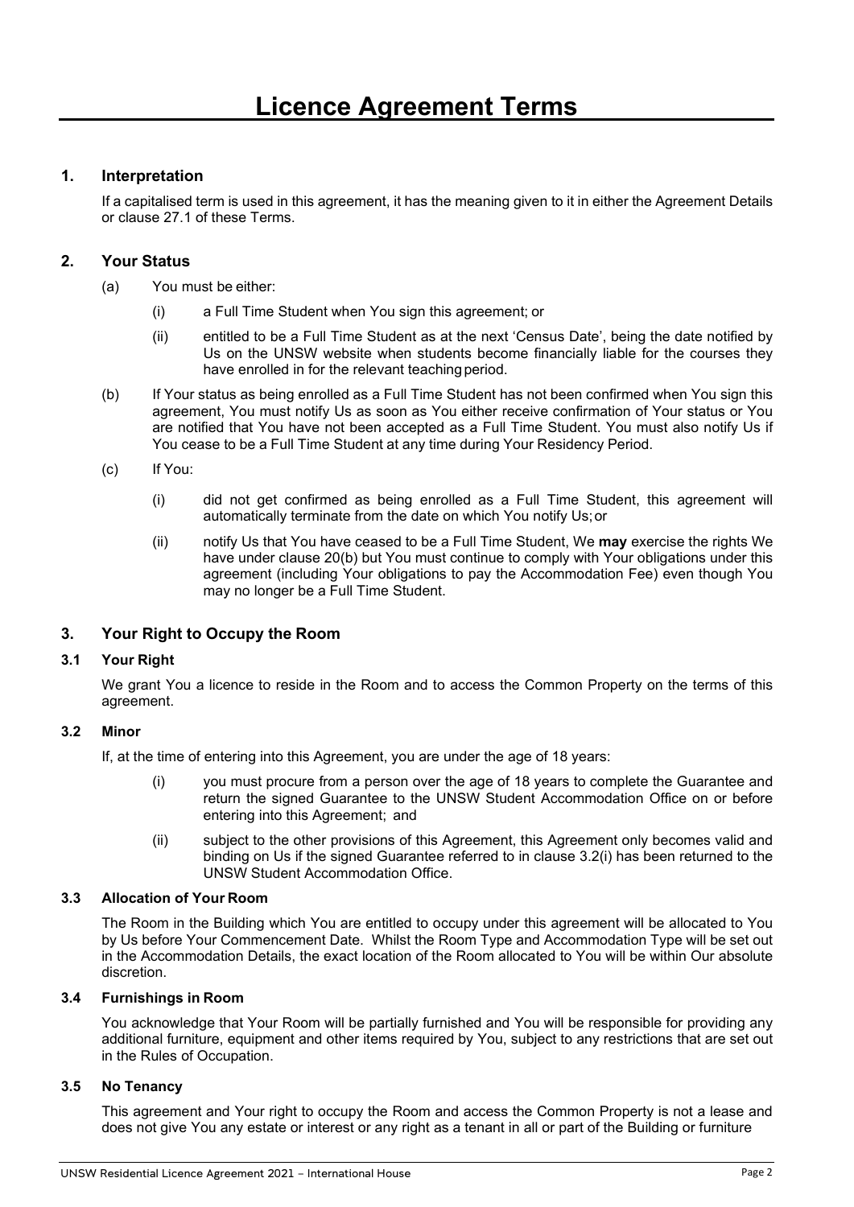# Licence Agreement Terms

## 1. Interpretation

If a capitalised term is used in this agreement, it has the meaning given to it in either the Agreement Details or clause 27.1 of these Terms.

## 2. Your Status

(a) You must be either:

(i) a Full Time Student when You sign this agreement; or

(ii) entitled to be a Full Time Student as at the next 'Census Date', being the date notified by Us on the UNSW website when students become financially liable for the courses they have enrolled in for the relevant teaching period.

(b) If Your status as being enrolled as a Full Time Student has not been confirmed when You sign this agreement, You must notify Us as soon as You either receive confirmation of Your status or You are notified that You have not been accepted as a Full Time Student. You must also notify Us if You cease to be a Full Time Student at any time during Your Residency Period.

(c) If You:

(i) did not get confirmed as being enrolled as a Full Time Student, this agreement will automatically terminate from the date on which You notify Us; or

(ii) notify Us that You have ceased to be a Full Time Student, We **may** exercise the rights We have under clause 20(b) but You must continue to comply with Your obligations under this agreement (including Your obligations to pay the Accommodation Fee) even though You may no longer be a Full Time Student.

## 3. Your Right to Occupy the Room

### 3.1 Your Right

We grant You a licence to reside in the Room and to access the Common Property on the terms of this agreement.

### 3.2 Minor

If, at the time of entering into this Agreement, you are under the age of 18 years:

(i) you must procure from a person over the age of 18 years to complete the Guarantee and return the signed Guarantee to the UNSW Student Accommodation Office on or before entering into this Agreement; and

(ii) subject to the other provisions of this Agreement, this Agreement only becomes valid and binding on Us if the signed Guarantee referred to in clause 3.2(i) has been returned to the UNSW Student Accommodation Office.

### 3.3 Allocation of Your Room

The Room in the Building which You are entitled to occupy under this agreement will be allocated to You by Us before Your Commencement Date. Whilst the Room Type and Accommodation Type will be set out in the Accommodation Details, the exact location of the Room allocated to You will be within Our absolute discretion.

### 3.4 Furnishings in Room

You acknowledge that Your Room will be partially furnished and You will be responsible for providing any additional furniture, equipment and other items required by You, subject to any restrictions that are set out in the Rules of Occupation.

### 3.5 No Tenancy

This agreement and Your right to occupy the Room and access the Common Property is not a lease and does not give You any estate or interest or any right as a tenant in all or part of the Building or furniture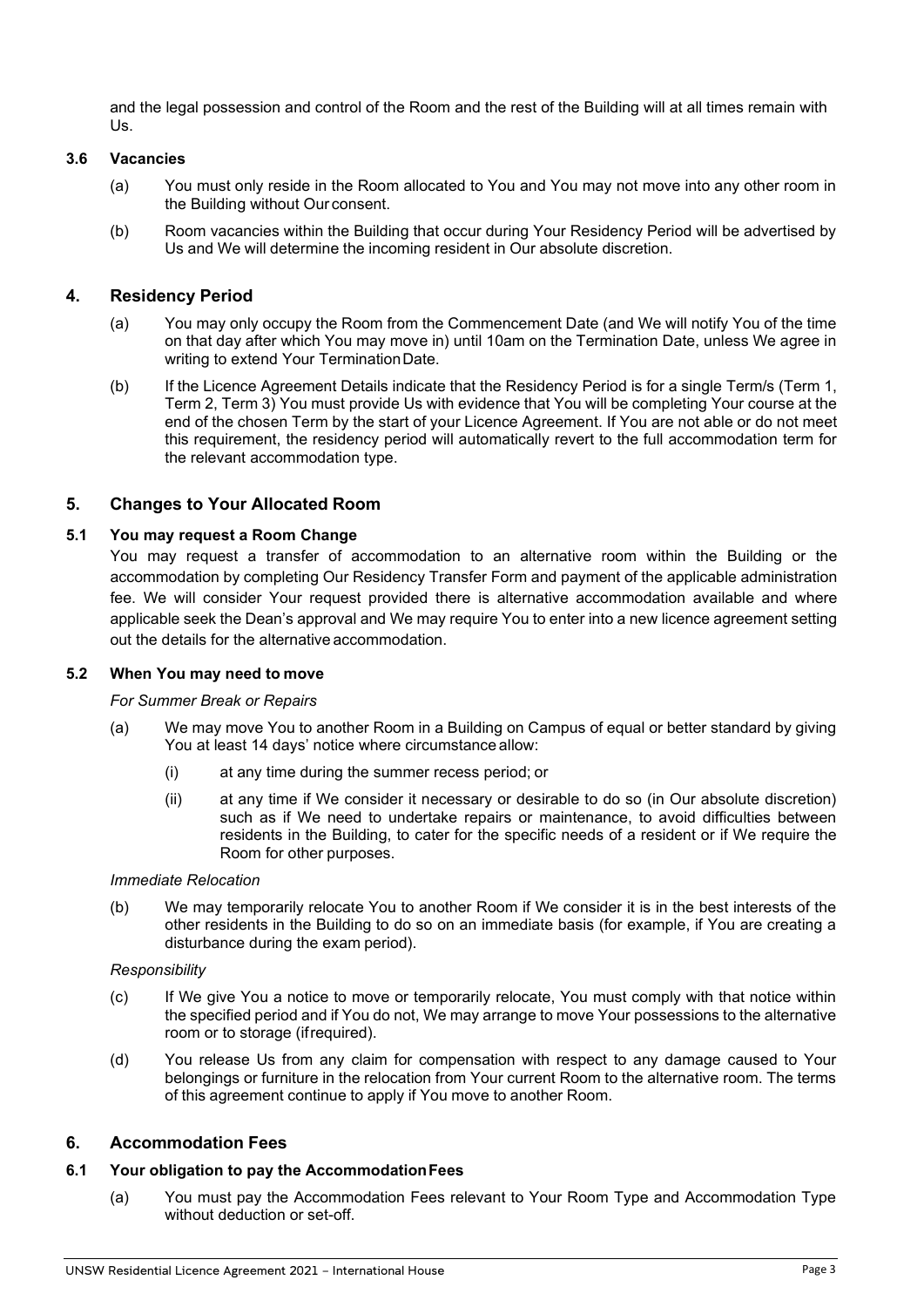and the legal possession and control of the Room and the rest of the Building will at all times remain with Us.

### 3.6 Vacancies

(a) You must only reside in the Room allocated to You and You may not move into any other room in the Building without Our consent.

(b) Room vacancies within the Building that occur during Your Residency Period will be advertised by Us and We will determine the incoming resident in Our absolute discretion.

## 4. Residency Period

(a) You may only occupy the Room from the Commencement Date (and We will notify You of the time on that day after which You may move in) until 10am on the Termination Date, unless We agree in writing to extend Your Termination Date.

(b) If the Licence Agreement Details indicate that the Residency Period is for a single Term/s (Term 1, Term 2, Term 3) You must provide Us with evidence that You will be completing Your course at the end of the chosen Term by the start of your Licence Agreement. If You are not able or do not meet this requirement, the residency period will automatically revert to the full accommodation term for the relevant accommodation type.

## 5. Changes to Your Allocated Room

### 5.1 You may request a Room Change

You may request a transfer of accommodation to an alternative room within the Building or the accommodation by completing Our Residency Transfer Form and payment of the applicable administration fee. We will consider Your request provided there is alternative accommodation available and where applicable seek the Dean's approval and We may require You to enter into a new licence agreement setting out the details for the alternative accommodation.

### 5.2 When You may need to move

*For Summer Break or Repairs*

(a) We may move You to another Room in a Building on Campus of equal or better standard by giving You at least 14 days' notice where circumstance allow:

   (i) at any time during the summer recess period; or

   (ii) at any time if We consider it necessary or desirable to do so (in Our absolute discretion) such as if We need to undertake repairs or maintenance, to avoid difficulties between residents in the Building, to cater for the specific needs of a resident or if We require the Room for other purposes.

*Immediate Relocation*

(b) We may temporarily relocate You to another Room if We consider it is in the best interests of the other residents in the Building to do so on an immediate basis (for example, if You are creating a disturbance during the exam period).

*Responsibility*

(c) If We give You a notice to move or temporarily relocate, You must comply with that notice within the specified period and if You do not, We may arrange to move Your possessions to the alternative room or to storage (if required).

(d) You release Us from any claim for compensation with respect to any damage caused to Your belongings or furniture in the relocation from Your current Room to the alternative room. The terms of this agreement continue to apply if You move to another Room.

## 6. Accommodation Fees

### 6.1 Your obligation to pay the Accommodation Fees

(a) You must pay the Accommodation Fees relevant to Your Room Type and Accommodation Type without deduction or set-off.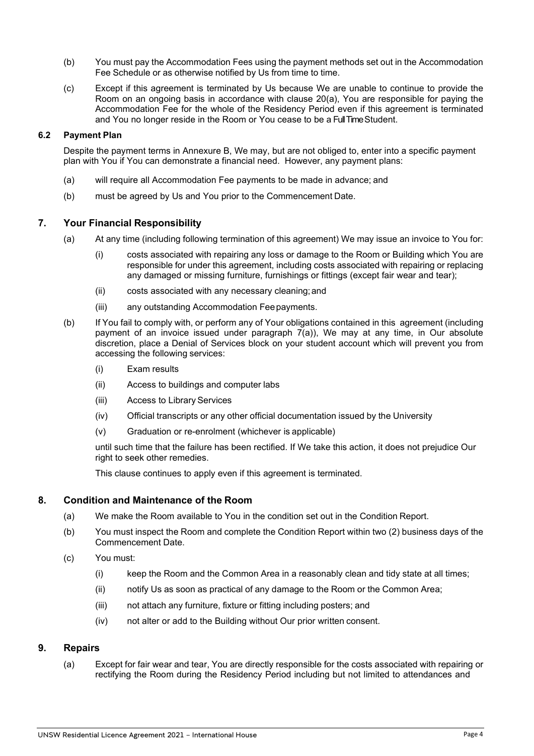(b) You must pay the Accommodation Fees using the payment methods set out in the Accommodation Fee Schedule or as otherwise notified by Us from time to time.

(c) Except if this agreement is terminated by Us because We are unable to continue to provide the Room on an ongoing basis in accordance with clause 20(a), You are responsible for paying the Accommodation Fee for the whole of the Residency Period even if this agreement is terminated and You no longer reside in the Room or You cease to be a Full Time Student.

### 6.2 Payment Plan

Despite the payment terms in Annexure B, We may, but are not obliged to, enter into a specific payment plan with You if You can demonstrate a financial need. However, any payment plans:

(a) will require all Accommodation Fee payments to be made in advance; and

(b) must be agreed by Us and You prior to the Commencement Date.

## 7. Your Financial Responsibility

(a) At any time (including following termination of this agreement) We may issue an invoice to You for:

   (i) costs associated with repairing any loss or damage to the Room or Building which You are responsible for under this agreement, including costs associated with repairing or replacing any damaged or missing furniture, furnishings or fittings (except fair wear and tear);

   (ii) costs associated with any necessary cleaning; and

   (iii) any outstanding Accommodation Fee payments.

(b) If You fail to comply with, or perform any of Your obligations contained in this agreement (including payment of an invoice issued under paragraph 7(a)), We may at any time, in Our absolute discretion, place a Denial of Services block on your student account which will prevent you from accessing the following services:

   (i) Exam results

   (ii) Access to buildings and computer labs

   (iii) Access to Library Services

   (iv) Official transcripts or any other official documentation issued by the University

   (v) Graduation or re-enrolment (whichever is applicable)

until such time that the failure has been rectified. If We take this action, it does not prejudice Our right to seek other remedies.

This clause continues to apply even if this agreement is terminated.

## 8. Condition and Maintenance of the Room

(a) We make the Room available to You in the condition set out in the Condition Report.

(b) You must inspect the Room and complete the Condition Report within two (2) business days of the Commencement Date.

(c) You must:

   (i) keep the Room and the Common Area in a reasonably clean and tidy state at all times;

   (ii) notify Us as soon as practical of any damage to the Room or the Common Area;

   (iii) not attach any furniture, fixture or fitting including posters; and

   (iv) not alter or add to the Building without Our prior written consent.

## 9. Repairs

(a) Except for fair wear and tear, You are directly responsible for the costs associated with repairing or rectifying the Room during the Residency Period including but not limited to attendances and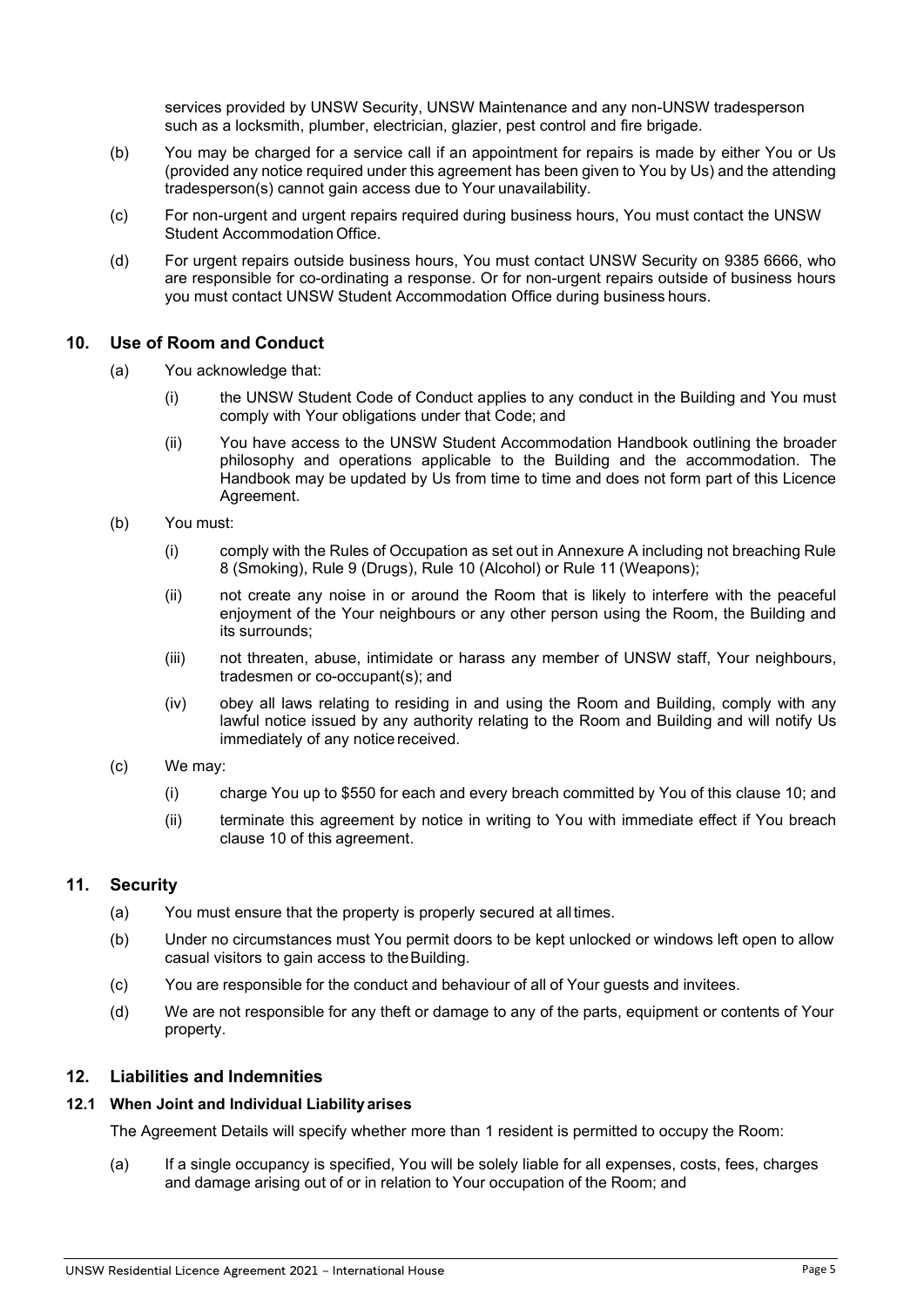services provided by UNSW Security, UNSW Maintenance and any non-UNSW tradesperson such as a locksmith, plumber, electrician, glazier, pest control and fire brigade.

(b) You may be charged for a service call if an appointment for repairs is made by either You or Us (provided any notice required under this agreement has been given to You by Us) and the attending tradesperson(s) cannot gain access due to Your unavailability.

(c) For non-urgent and urgent repairs required during business hours, You must contact the UNSW Student Accommodation Office.

(d) For urgent repairs outside business hours, You must contact UNSW Security on 9385 6666, who are responsible for co-ordinating a response. Or for non-urgent repairs outside of business hours you must contact UNSW Student Accommodation Office during business hours.

## 10. Use of Room and Conduct

(a) You acknowledge that:

(i) the UNSW Student Code of Conduct applies to any conduct in the Building and You must comply with Your obligations under that Code; and

(ii) You have access to the UNSW Student Accommodation Handbook outlining the broader philosophy and operations applicable to the Building and the accommodation. The Handbook may be updated by Us from time to time and does not form part of this Licence Agreement.

(b) You must:

(i) comply with the Rules of Occupation as set out in Annexure A including not breaching Rule 8 (Smoking), Rule 9 (Drugs), Rule 10 (Alcohol) or Rule 11 (Weapons);

(ii) not create any noise in or around the Room that is likely to interfere with the peaceful enjoyment of the Your neighbours or any other person using the Room, the Building and its surrounds;

(iii) not threaten, abuse, intimidate or harass any member of UNSW staff, Your neighbours, tradesmen or co-occupant(s); and

(iv) obey all laws relating to residing in and using the Room and Building, comply with any lawful notice issued by any authority relating to the Room and Building and will notify Us immediately of any notice received.

(c) We may:

(i) charge You up to $550 for each and every breach committed by You of this clause 10; and

(ii) terminate this agreement by notice in writing to You with immediate effect if You breach clause 10 of this agreement.

## 11. Security

(a) You must ensure that the property is properly secured at all times.

(b) Under no circumstances must You permit doors to be kept unlocked or windows left open to allow casual visitors to gain access to the Building.

(c) You are responsible for the conduct and behaviour of all of Your guests and invitees.

(d) We are not responsible for any theft or damage to any of the parts, equipment or contents of Your property.

## 12. Liabilities and Indemnities

### 12.1 When Joint and Individual Liability arises

The Agreement Details will specify whether more than 1 resident is permitted to occupy the Room:

(a) If a single occupancy is specified, You will be solely liable for all expenses, costs, fees, charges and damage arising out of or in relation to Your occupation of the Room; and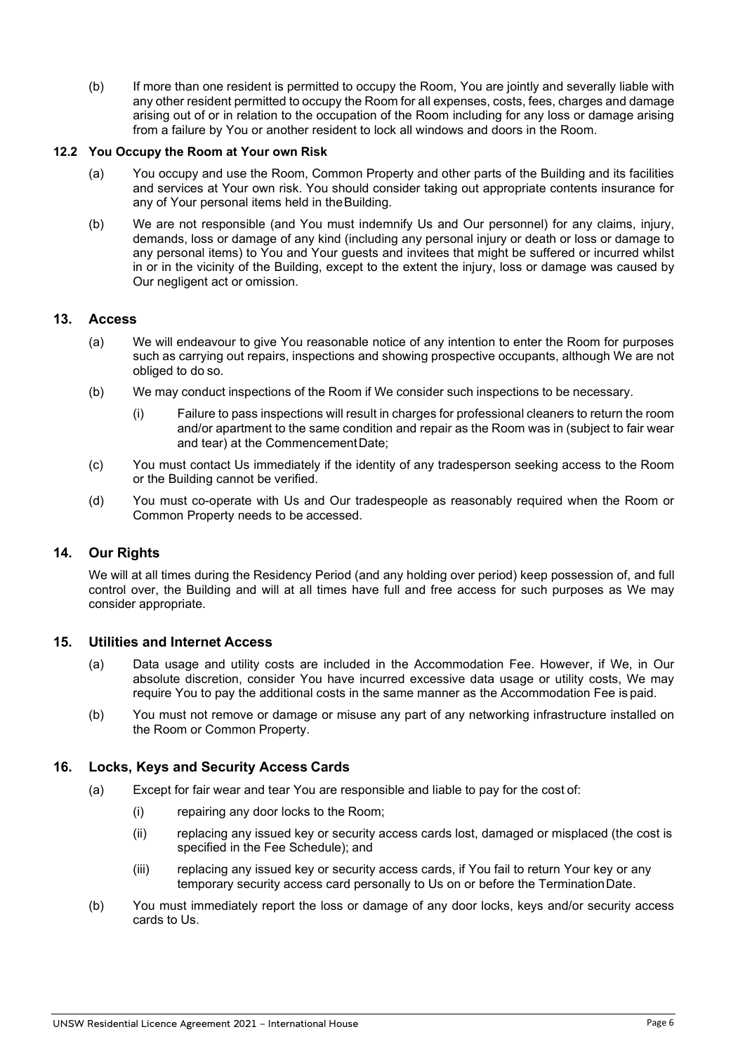(b) If more than one resident is permitted to occupy the Room, You are jointly and severally liable with any other resident permitted to occupy the Room for all expenses, costs, fees, charges and damage arising out of or in relation to the occupation of the Room including for any loss or damage arising from a failure by You or another resident to lock all windows and doors in the Room.

### 12.2 You Occupy the Room at Your own Risk

(a) You occupy and use the Room, Common Property and other parts of the Building and its facilities and services at Your own risk. You should consider taking out appropriate contents insurance for any of Your personal items held in the Building.

(b) We are not responsible (and You must indemnify Us and Our personnel) for any claims, injury, demands, loss or damage of any kind (including any personal injury or death or loss or damage to any personal items) to You and Your guests and invitees that might be suffered or incurred whilst in or in the vicinity of the Building, except to the extent the injury, loss or damage was caused by Our negligent act or omission.

## 13. Access

(a) We will endeavour to give You reasonable notice of any intention to enter the Room for purposes such as carrying out repairs, inspections and showing prospective occupants, although We are not obliged to do so.

(b) We may conduct inspections of the Room if We consider such inspections to be necessary.

   (i) Failure to pass inspections will result in charges for professional cleaners to return the room and/or apartment to the same condition and repair as the Room was in (subject to fair wear and tear) at the Commencement Date;

(c) You must contact Us immediately if the identity of any tradesperson seeking access to the Room or the Building cannot be verified.

(d) You must co-operate with Us and Our tradespeople as reasonably required when the Room or Common Property needs to be accessed.

## 14. Our Rights

We will at all times during the Residency Period (and any holding over period) keep possession of, and full control over, the Building and will at all times have full and free access for such purposes as We may consider appropriate.

## 15. Utilities and Internet Access

(a) Data usage and utility costs are included in the Accommodation Fee. However, if We, in Our absolute discretion, consider You have incurred excessive data usage or utility costs, We may require You to pay the additional costs in the same manner as the Accommodation Fee is paid.

(b) You must not remove or damage or misuse any part of any networking infrastructure installed on the Room or Common Property.

## 16. Locks, Keys and Security Access Cards

(a) Except for fair wear and tear You are responsible and liable to pay for the cost of:

   (i) repairing any door locks to the Room;

   (ii) replacing any issued key or security access cards lost, damaged or misplaced (the cost is specified in the Fee Schedule); and

   (iii) replacing any issued key or security access cards, if You fail to return Your key or any temporary security access card personally to Us on or before the Termination Date.

(b) You must immediately report the loss or damage of any door locks, keys and/or security access cards to Us.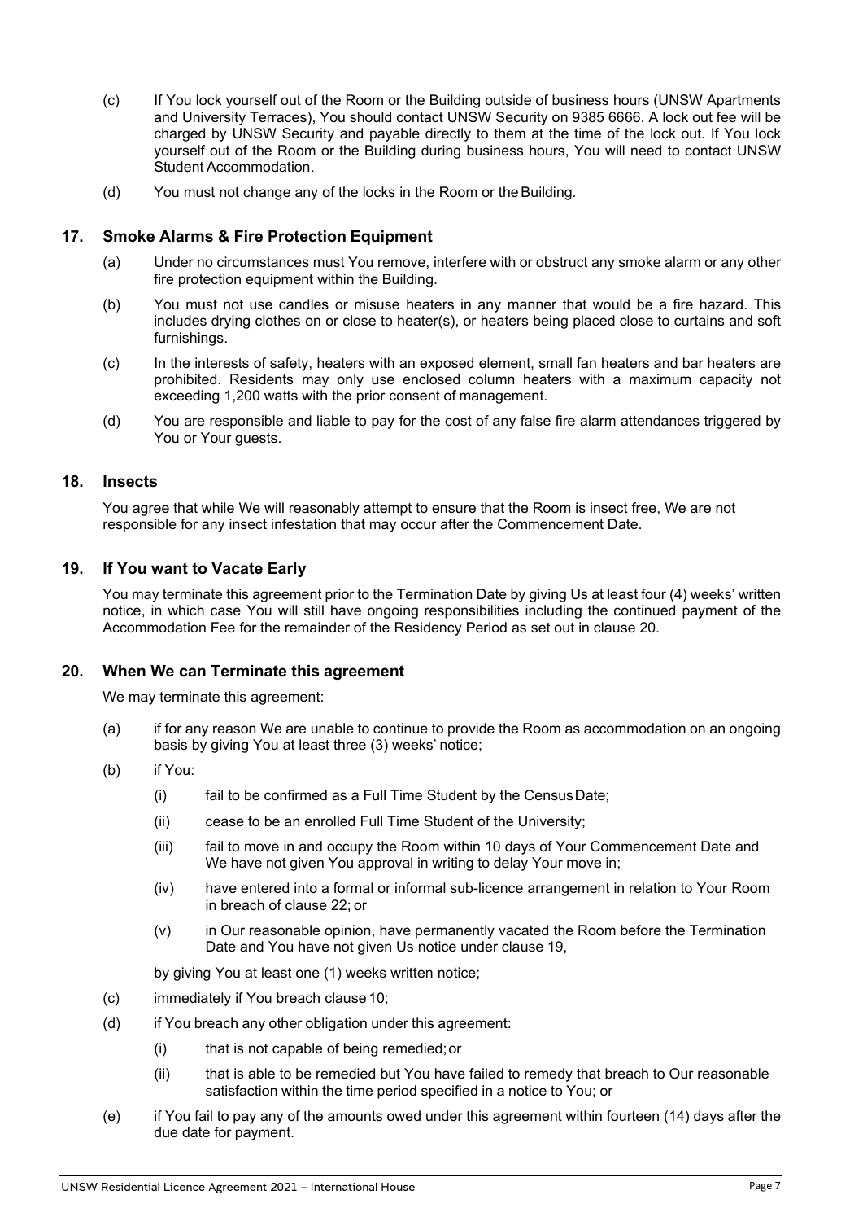(c) If You lock yourself out of the Room or the Building outside of business hours (UNSW Apartments and University Terraces), You should contact UNSW Security on 9385 6666. A lock out fee will be charged by UNSW Security and payable directly to them at the time of the lock out. If You lock yourself out of the Room or the Building during business hours, You will need to contact UNSW Student Accommodation.

(d) You must not change any of the locks in the Room or the Building.

## 17. Smoke Alarms & Fire Protection Equipment

(a) Under no circumstances must You remove, interfere with or obstruct any smoke alarm or any other fire protection equipment within the Building.

(b) You must not use candles or misuse heaters in any manner that would be a fire hazard. This includes drying clothes on or close to heater(s), or heaters being placed close to curtains and soft furnishings.

(c) In the interests of safety, heaters with an exposed element, small fan heaters and bar heaters are prohibited. Residents may only use enclosed column heaters with a maximum capacity not exceeding 1,200 watts with the prior consent of management.

(d) You are responsible and liable to pay for the cost of any false fire alarm attendances triggered by You or Your guests.

## 18. Insects

You agree that while We will reasonably attempt to ensure that the Room is insect free, We are not responsible for any insect infestation that may occur after the Commencement Date.

## 19. If You want to Vacate Early

You may terminate this agreement prior to the Termination Date by giving Us at least four (4) weeks' written notice, in which case You will still have ongoing responsibilities including the continued payment of the Accommodation Fee for the remainder of the Residency Period as set out in clause 20.

## 20. When We can Terminate this agreement

We may terminate this agreement:

(a) if for any reason We are unable to continue to provide the Room as accommodation on an ongoing basis by giving You at least three (3) weeks' notice;

(b) if You:

   (i) fail to be confirmed as a Full Time Student by the Census Date;

   (ii) cease to be an enrolled Full Time Student of the University;

   (iii) fail to move in and occupy the Room within 10 days of Your Commencement Date and We have not given You approval in writing to delay Your move in;

   (iv) have entered into a formal or informal sub-licence arrangement in relation to Your Room in breach of clause 22; or

   (v) in Our reasonable opinion, have permanently vacated the Room before the Termination Date and You have not given Us notice under clause 19,

   by giving You at least one (1) weeks written notice;

(c) immediately if You breach clause 10;

(d) if You breach any other obligation under this agreement:

   (i) that is not capable of being remedied; or

   (ii) that is able to be remedied but You have failed to remedy that breach to Our reasonable satisfaction within the time period specified in a notice to You; or

(e) if You fail to pay any of the amounts owed under this agreement within fourteen (14) days after the due date for payment.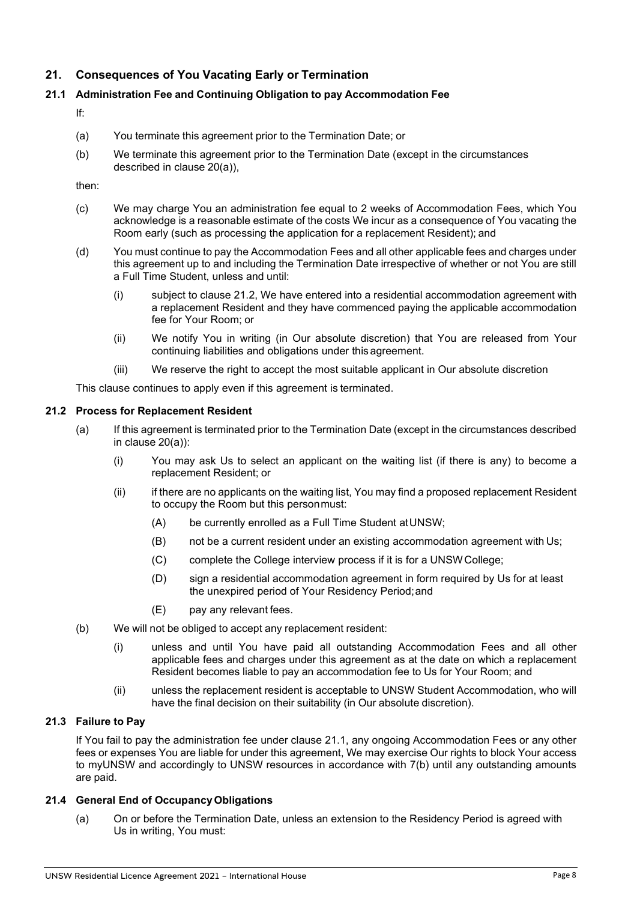## 21. Consequences of You Vacating Early or Termination

### 21.1 Administration Fee and Continuing Obligation to pay Accommodation Fee

If:

(a) You terminate this agreement prior to the Termination Date; or

(b) We terminate this agreement prior to the Termination Date (except in the circumstances described in clause 20(a)),

then:

(c) We may charge You an administration fee equal to 2 weeks of Accommodation Fees, which You acknowledge is a reasonable estimate of the costs We incur as a consequence of You vacating the Room early (such as processing the application for a replacement Resident); and

(d) You must continue to pay the Accommodation Fees and all other applicable fees and charges under this agreement up to and including the Termination Date irrespective of whether or not You are still a Full Time Student, unless and until:

  (i) subject to clause 21.2, We have entered into a residential accommodation agreement with a replacement Resident and they have commenced paying the applicable accommodation fee for Your Room; or

  (ii) We notify You in writing (in Our absolute discretion) that You are released from Your continuing liabilities and obligations under this agreement.

  (iii) We reserve the right to accept the most suitable applicant in Our absolute discretion

This clause continues to apply even if this agreement is terminated.

### 21.2 Process for Replacement Resident

(a) If this agreement is terminated prior to the Termination Date (except in the circumstances described in clause 20(a)):

  (i) You may ask Us to select an applicant on the waiting list (if there is any) to become a replacement Resident; or

  (ii) if there are no applicants on the waiting list, You may find a proposed replacement Resident to occupy the Room but this person must:

    (A) be currently enrolled as a Full Time Student at UNSW;

    (B) not be a current resident under an existing accommodation agreement with Us;

    (C) complete the College interview process if it is for a UNSW College;

    (D) sign a residential accommodation agreement in form required by Us for at least the unexpired period of Your Residency Period; and

    (E) pay any relevant fees.

(b) We will not be obliged to accept any replacement resident:

  (i) unless and until You have paid all outstanding Accommodation Fees and all other applicable fees and charges under this agreement as at the date on which a replacement Resident becomes liable to pay an accommodation fee to Us for Your Room; and

  (ii) unless the replacement resident is acceptable to UNSW Student Accommodation, who will have the final decision on their suitability (in Our absolute discretion).

### 21.3 Failure to Pay

If You fail to pay the administration fee under clause 21.1, any ongoing Accommodation Fees or any other fees or expenses You are liable for under this agreement, We may exercise Our rights to block Your access to myUNSW and accordingly to UNSW resources in accordance with 7(b) until any outstanding amounts are paid.

### 21.4 General End of Occupancy Obligations

(a) On or before the Termination Date, unless an extension to the Residency Period is agreed with Us in writing, You must: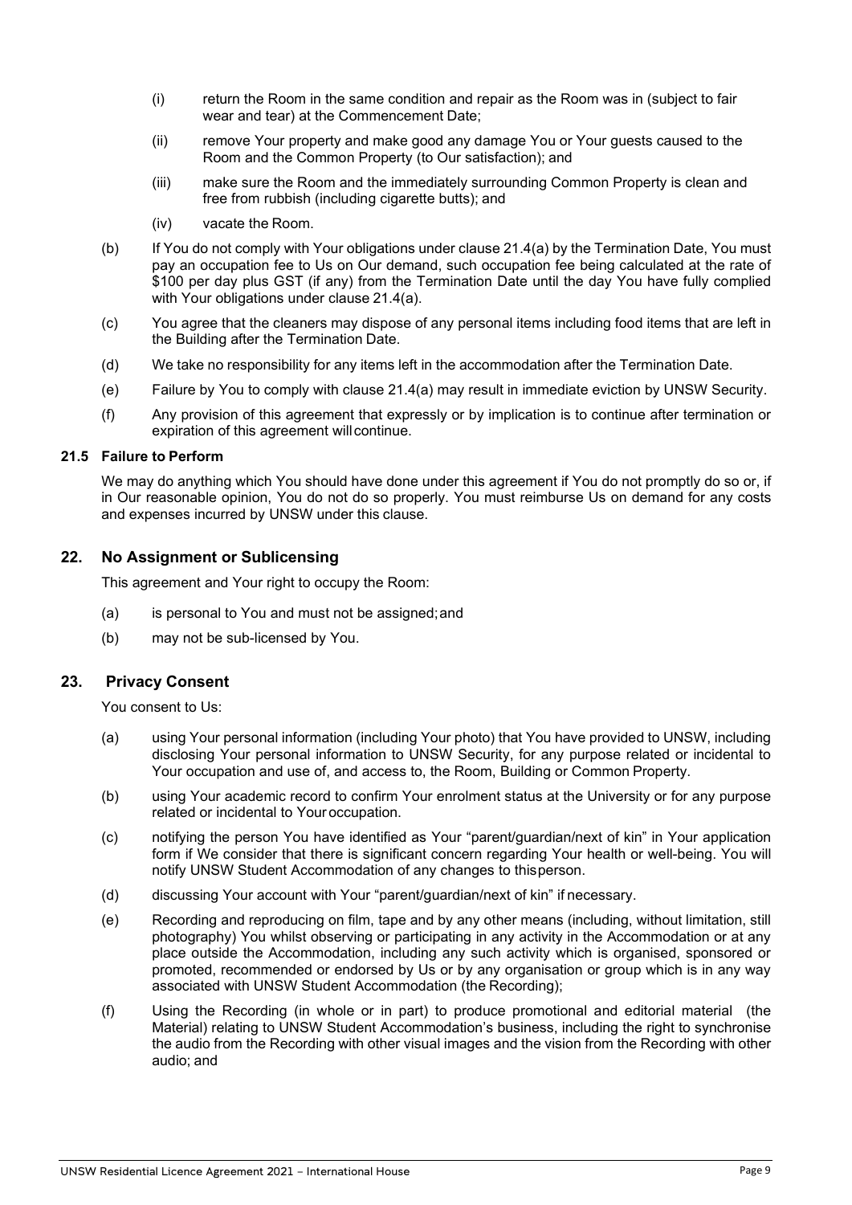(i) return the Room in the same condition and repair as the Room was in (subject to fair wear and tear) at the Commencement Date;

(ii) remove Your property and make good any damage You or Your guests caused to the Room and the Common Property (to Our satisfaction); and

(iii) make sure the Room and the immediately surrounding Common Property is clean and free from rubbish (including cigarette butts); and

(iv) vacate the Room.

(b) If You do not comply with Your obligations under clause 21.4(a) by the Termination Date, You must pay an occupation fee to Us on Our demand, such occupation fee being calculated at the rate of $100 per day plus GST (if any) from the Termination Date until the day You have fully complied with Your obligations under clause 21.4(a).

(c) You agree that the cleaners may dispose of any personal items including food items that are left in the Building after the Termination Date.

(d) We take no responsibility for any items left in the accommodation after the Termination Date.

(e) Failure by You to comply with clause 21.4(a) may result in immediate eviction by UNSW Security.

(f) Any provision of this agreement that expressly or by implication is to continue after termination or expiration of this agreement will continue.

### 21.5 Failure to Perform

We may do anything which You should have done under this agreement if You do not promptly do so or, if in Our reasonable opinion, You do not do so properly. You must reimburse Us on demand for any costs and expenses incurred by UNSW under this clause.

## 22. No Assignment or Sublicensing

This agreement and Your right to occupy the Room:

(a) is personal to You and must not be assigned; and

(b) may not be sub-licensed by You.

## 23. Privacy Consent

You consent to Us:

(a) using Your personal information (including Your photo) that You have provided to UNSW, including disclosing Your personal information to UNSW Security, for any purpose related or incidental to Your occupation and use of, and access to, the Room, Building or Common Property.

(b) using Your academic record to confirm Your enrolment status at the University or for any purpose related or incidental to Your occupation.

(c) notifying the person You have identified as Your "parent/guardian/next of kin" in Your application form if We consider that there is significant concern regarding Your health or well-being. You will notify UNSW Student Accommodation of any changes to this person.

(d) discussing Your account with Your "parent/guardian/next of kin" if necessary.

(e) Recording and reproducing on film, tape and by any other means (including, without limitation, still photography) You whilst observing or participating in any activity in the Accommodation or at any place outside the Accommodation, including any such activity which is organised, sponsored or promoted, recommended or endorsed by Us or by any organisation or group which is in any way associated with UNSW Student Accommodation (the Recording);

(f) Using the Recording (in whole or in part) to produce promotional and editorial material (the Material) relating to UNSW Student Accommodation's business, including the right to synchronise the audio from the Recording with other visual images and the vision from the Recording with other audio; and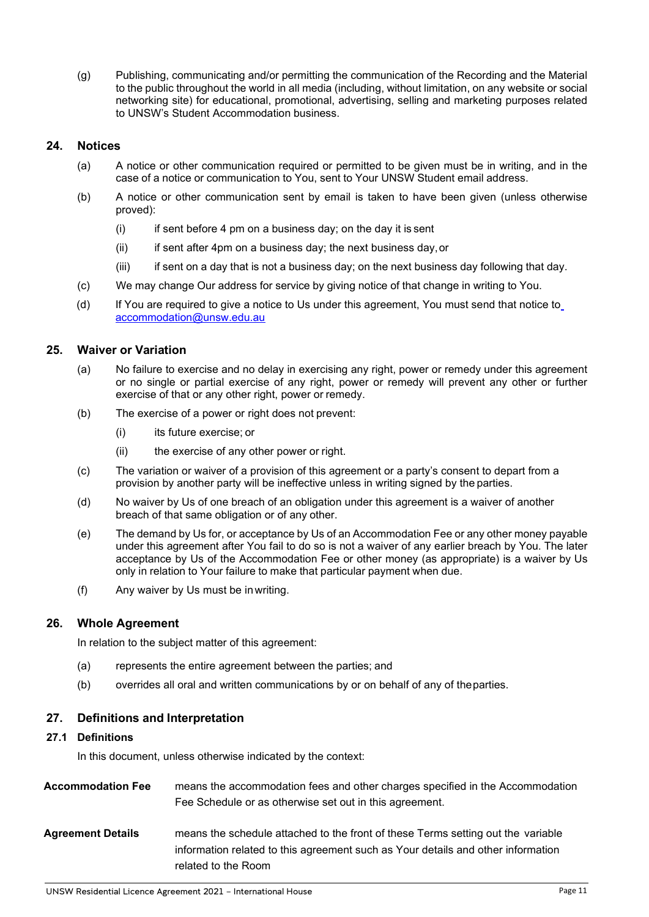(g) Publishing, communicating and/or permitting the communication of the Recording and the Material to the public throughout the world in all media (including, without limitation, on any website or social networking site) for educational, promotional, advertising, selling and marketing purposes related to UNSW's Student Accommodation business.

## 24. Notices

(a) A notice or other communication required or permitted to be given must be in writing, and in the case of a notice or communication to You, sent to Your UNSW Student email address.

(b) A notice or other communication sent by email is taken to have been given (unless otherwise proved):

  (i) if sent before 4 pm on a business day; on the day it is sent

  (ii) if sent after 4pm on a business day; the next business day, or

  (iii) if sent on a day that is not a business day; on the next business day following that day.

(c) We may change Our address for service by giving notice of that change in writing to You.

(d) If You are required to give a notice to Us under this agreement, You must send that notice to accommodation@unsw.edu.au

## 25. Waiver or Variation

(a) No failure to exercise and no delay in exercising any right, power or remedy under this agreement or no single or partial exercise of any right, power or remedy will prevent any other or further exercise of that or any other right, power or remedy.

(b) The exercise of a power or right does not prevent:

  (i) its future exercise; or

  (ii) the exercise of any other power or right.

(c) The variation or waiver of a provision of this agreement or a party's consent to depart from a provision by another party will be ineffective unless in writing signed by the parties.

(d) No waiver by Us of one breach of an obligation under this agreement is a waiver of another breach of that same obligation or of any other.

(e) The demand by Us for, or acceptance by Us of an Accommodation Fee or any other money payable under this agreement after You fail to do so is not a waiver of any earlier breach by You. The later acceptance by Us of the Accommodation Fee or other money (as appropriate) is a waiver by Us only in relation to Your failure to make that particular payment when due.

(f) Any waiver by Us must be in writing.

## 26. Whole Agreement

In relation to the subject matter of this agreement:

(a) represents the entire agreement between the parties; and

(b) overrides all oral and written communications by or on behalf of any of the parties.

## 27. Definitions and Interpretation

### 27.1 Definitions

In this document, unless otherwise indicated by the context:

**Accommodation Fee** means the accommodation fees and other charges specified in the Accommodation Fee Schedule or as otherwise set out in this agreement.

**Agreement Details** means the schedule attached to the front of these Terms setting out the variable information related to this agreement such as Your details and other information related to the Room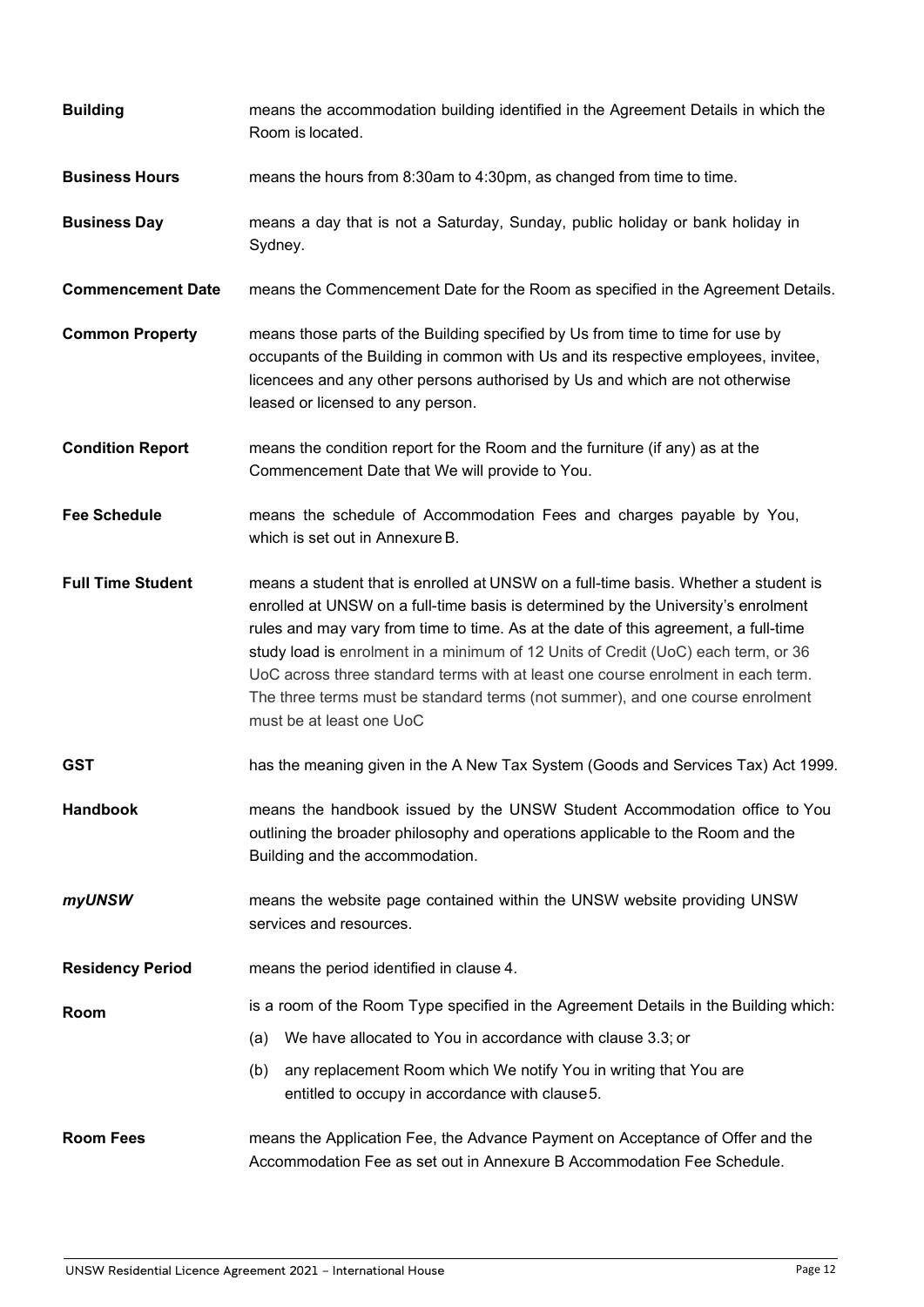| | |
|---|---|
| **Building** | means the accommodation building identified in the Agreement Details in which the Room is located. |
| **Business Hours** | means the hours from 8:30am to 4:30pm, as changed from time to time. |
| **Business Day** | means a day that is not a Saturday, Sunday, public holiday or bank holiday in Sydney. |
| **Commencement Date** | means the Commencement Date for the Room as specified in the Agreement Details. |
| **Common Property** | means those parts of the Building specified by Us from time to time for use by occupants of the Building in common with Us and its respective employees, invitee, licencees and any other persons authorised by Us and which are not otherwise leased or licensed to any person. |
| **Condition Report** | means the condition report for the Room and the furniture (if any) as at the Commencement Date that We will provide to You. |
| **Fee Schedule** | means the schedule of Accommodation Fees and charges payable by You, which is set out in Annexure B. |
| **Full Time Student** | means a student that is enrolled at UNSW on a full-time basis. Whether a student is enrolled at UNSW on a full-time basis is determined by the University's enrolment rules and may vary from time to time. As at the date of this agreement, a full-time study load is enrolment in a minimum of 12 Units of Credit (UoC) each term, or 36 UoC across three standard terms with at least one course enrolment in each term. The three terms must be standard terms (not summer), and one course enrolment must be at least one UoC |
| **GST** | has the meaning given in the A New Tax System (Goods and Services Tax) Act 1999. |
| **Handbook** | means the handbook issued by the UNSW Student Accommodation office to You outlining the broader philosophy and operations applicable to the Room and the Building and the accommodation. |
| ***myUNSW*** | means the website page contained within the UNSW website providing UNSW services and resources. |
| **Residency Period** | means the period identified in clause 4. |
| **Room** | is a room of the Room Type specified in the Agreement Details in the Building which:<br>(a) We have allocated to You in accordance with clause 3.3; or<br>(b) any replacement Room which We notify You in writing that You are entitled to occupy in accordance with clause 5. |
| **Room Fees** | means the Application Fee, the Advance Payment on Acceptance of Offer and the Accommodation Fee as set out in Annexure B Accommodation Fee Schedule. |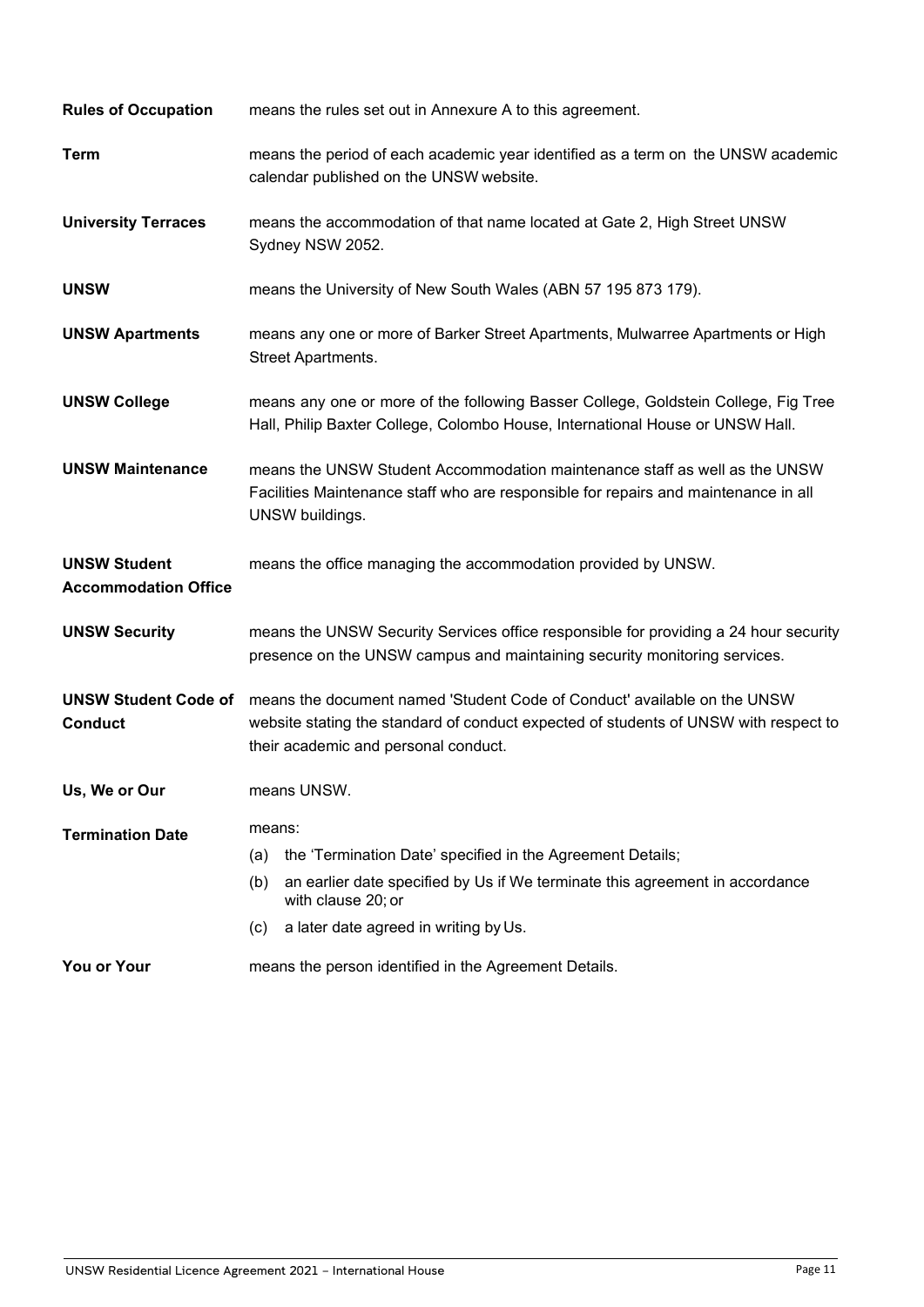| | |
|---|---|
| **Rules of Occupation** | means the rules set out in Annexure A to this agreement. |
| **Term** | means the period of each academic year identified as a term on the UNSW academic calendar published on the UNSW website. |
| **University Terraces** | means the accommodation of that name located at Gate 2, High Street UNSW Sydney NSW 2052. |
| **UNSW** | means the University of New South Wales (ABN 57 195 873 179). |
| **UNSW Apartments** | means any one or more of Barker Street Apartments, Mulwarree Apartments or High Street Apartments. |
| **UNSW College** | means any one or more of the following Basser College, Goldstein College, Fig Tree Hall, Philip Baxter College, Colombo House, International House or UNSW Hall. |
| **UNSW Maintenance** | means the UNSW Student Accommodation maintenance staff as well as the UNSW Facilities Maintenance staff who are responsible for repairs and maintenance in all UNSW buildings. |
| **UNSW Student Accommodation Office** | means the office managing the accommodation provided by UNSW. |
| **UNSW Security** | means the UNSW Security Services office responsible for providing a 24 hour security presence on the UNSW campus and maintaining security monitoring services. |
| **UNSW Student Code of Conduct** | means the document named 'Student Code of Conduct' available on the UNSW website stating the standard of conduct expected of students of UNSW with respect to their academic and personal conduct. |
| **Us, We or Our** | means UNSW. |
| **Termination Date** | means:<br>(a) the 'Termination Date' specified in the Agreement Details;<br>(b) an earlier date specified by Us if We terminate this agreement in accordance with clause 20; or<br>(c) a later date agreed in writing by Us. |
| **You or Your** | means the person identified in the Agreement Details. |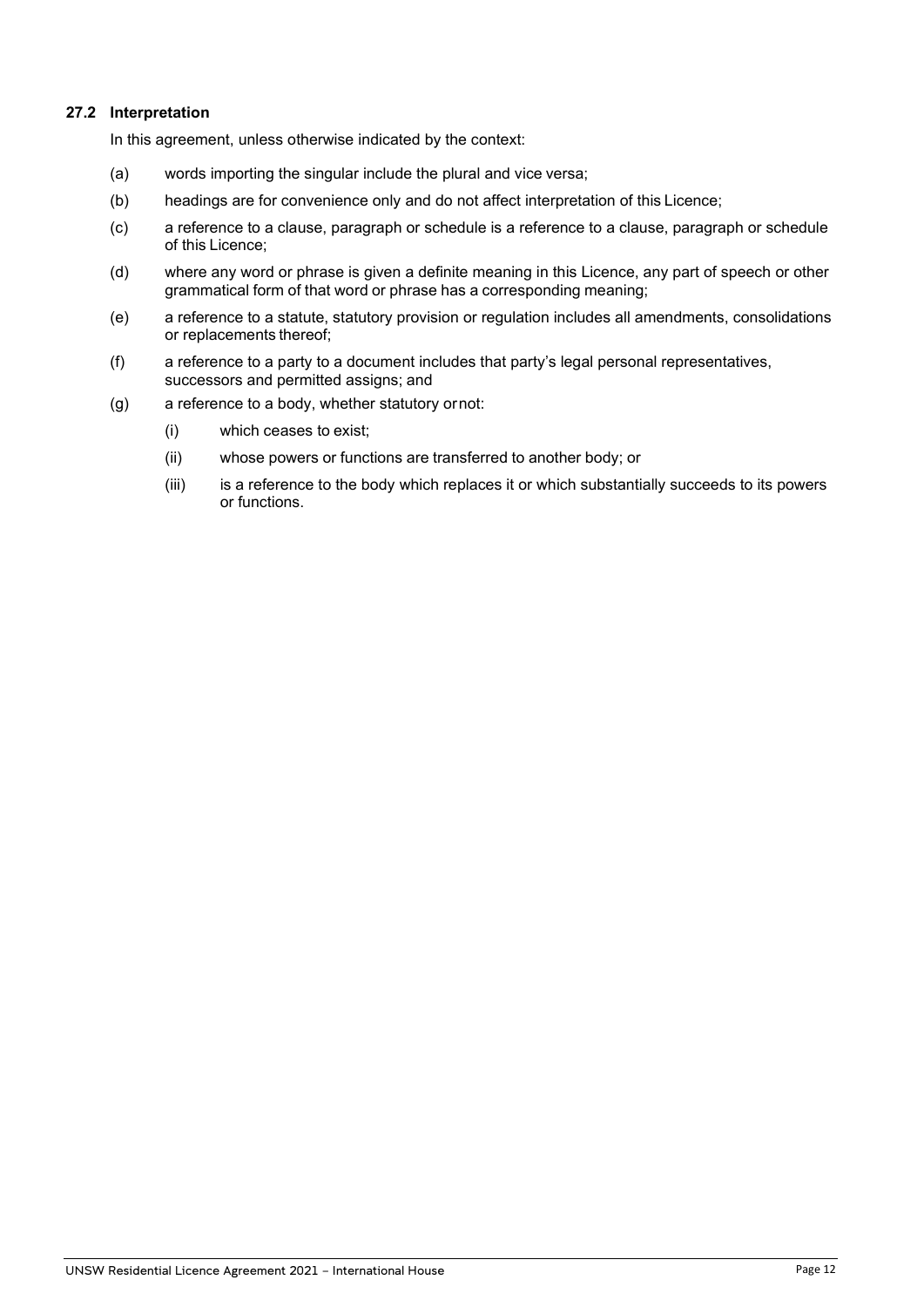### 27.2 Interpretation

In this agreement, unless otherwise indicated by the context:

(a) words importing the singular include the plural and vice versa;

(b) headings are for convenience only and do not affect interpretation of this Licence;

(c) a reference to a clause, paragraph or schedule is a reference to a clause, paragraph or schedule of this Licence;

(d) where any word or phrase is given a definite meaning in this Licence, any part of speech or other grammatical form of that word or phrase has a corresponding meaning;

(e) a reference to a statute, statutory provision or regulation includes all amendments, consolidations or replacements thereof;

(f) a reference to a party to a document includes that party's legal personal representatives, successors and permitted assigns; and

(g) a reference to a body, whether statutory or not:

  (i) which ceases to exist;

  (ii) whose powers or functions are transferred to another body; or

  (iii) is a reference to the body which replaces it or which substantially succeeds to its powers or functions.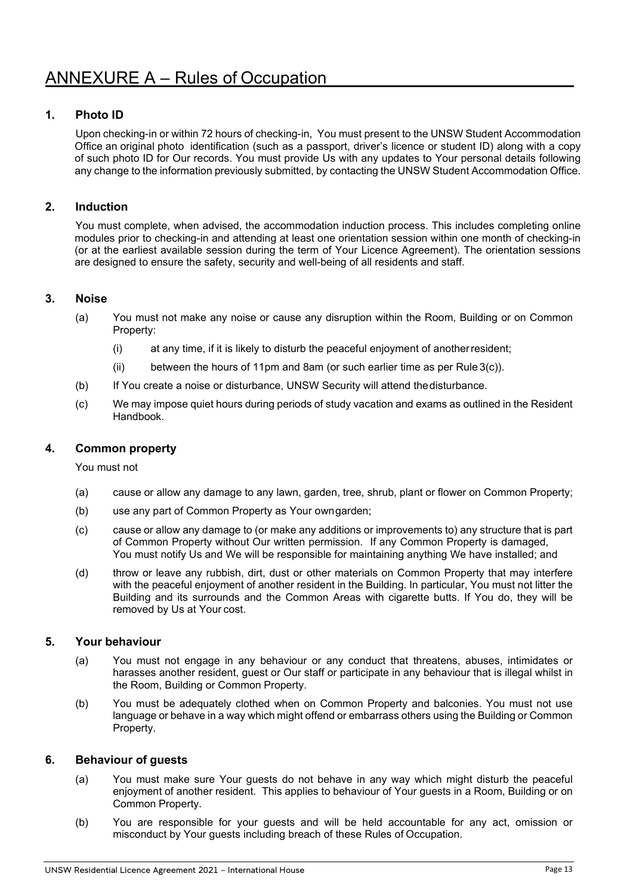# ANNEXURE A – Rules of Occupation

## 1. Photo ID

Upon checking-in or within 72 hours of checking-in, You must present to the UNSW Student Accommodation Office an original photo identification (such as a passport, driver's licence or student ID) along with a copy of such photo ID for Our records. You must provide Us with any updates to Your personal details following any change to the information previously submitted, by contacting the UNSW Student Accommodation Office.

## 2. Induction

You must complete, when advised, the accommodation induction process. This includes completing online modules prior to checking-in and attending at least one orientation session within one month of checking-in (or at the earliest available session during the term of Your Licence Agreement). The orientation sessions are designed to ensure the safety, security and well-being of all residents and staff.

## 3. Noise

(a) You must not make any noise or cause any disruption within the Room, Building or on Common Property:

   (i) at any time, if it is likely to disturb the peaceful enjoyment of another resident;

   (ii) between the hours of 11pm and 8am (or such earlier time as per Rule 3(c)).

(b) If You create a noise or disturbance, UNSW Security will attend the disturbance.

(c) We may impose quiet hours during periods of study vacation and exams as outlined in the Resident Handbook.

## 4. Common property

You must not

(a) cause or allow any damage to any lawn, garden, tree, shrub, plant or flower on Common Property;

(b) use any part of Common Property as Your own garden;

(c) cause or allow any damage to (or make any additions or improvements to) any structure that is part of Common Property without Our written permission. If any Common Property is damaged, You must notify Us and We will be responsible for maintaining anything We have installed; and

(d) throw or leave any rubbish, dirt, dust or other materials on Common Property that may interfere with the peaceful enjoyment of another resident in the Building. In particular, You must not litter the Building and its surrounds and the Common Areas with cigarette butts. If You do, they will be removed by Us at Your cost.

## 5. Your behaviour

(a) You must not engage in any behaviour or any conduct that threatens, abuses, intimidates or harasses another resident, guest or Our staff or participate in any behaviour that is illegal whilst in the Room, Building or Common Property.

(b) You must be adequately clothed when on Common Property and balconies. You must not use language or behave in a way which might offend or embarrass others using the Building or Common Property.

## 6. Behaviour of guests

(a) You must make sure Your guests do not behave in any way which might disturb the peaceful enjoyment of another resident. This applies to behaviour of Your guests in a Room, Building or on Common Property.

(b) You are responsible for your guests and will be held accountable for any act, omission or misconduct by Your guests including breach of these Rules of Occupation.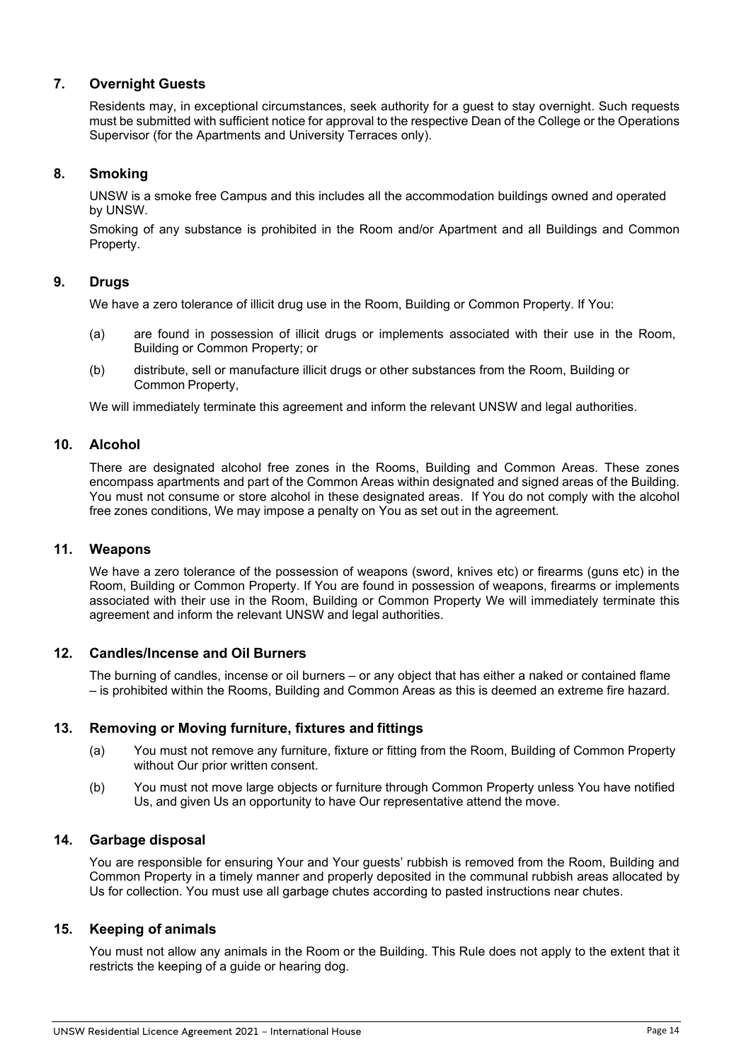## 7. Overnight Guests

Residents may, in exceptional circumstances, seek authority for a guest to stay overnight. Such requests must be submitted with sufficient notice for approval to the respective Dean of the College or the Operations Supervisor (for the Apartments and University Terraces only).

## 8. Smoking

UNSW is a smoke free Campus and this includes all the accommodation buildings owned and operated by UNSW.

Smoking of any substance is prohibited in the Room and/or Apartment and all Buildings and Common Property.

## 9. Drugs

We have a zero tolerance of illicit drug use in the Room, Building or Common Property. If You:

(a) are found in possession of illicit drugs or implements associated with their use in the Room, Building or Common Property; or

(b) distribute, sell or manufacture illicit drugs or other substances from the Room, Building or Common Property,

We will immediately terminate this agreement and inform the relevant UNSW and legal authorities.

## 10. Alcohol

There are designated alcohol free zones in the Rooms, Building and Common Areas. These zones encompass apartments and part of the Common Areas within designated and signed areas of the Building. You must not consume or store alcohol in these designated areas. If You do not comply with the alcohol free zones conditions, We may impose a penalty on You as set out in the agreement.

## 11. Weapons

We have a zero tolerance of the possession of weapons (sword, knives etc) or firearms (guns etc) in the Room, Building or Common Property. If You are found in possession of weapons, firearms or implements associated with their use in the Room, Building or Common Property We will immediately terminate this agreement and inform the relevant UNSW and legal authorities.

## 12. Candles/Incense and Oil Burners

The burning of candles, incense or oil burners – or any object that has either a naked or contained flame – is prohibited within the Rooms, Building and Common Areas as this is deemed an extreme fire hazard.

## 13. Removing or Moving furniture, fixtures and fittings

(a) You must not remove any furniture, fixture or fitting from the Room, Building of Common Property without Our prior written consent.

(b) You must not move large objects or furniture through Common Property unless You have notified Us, and given Us an opportunity to have Our representative attend the move.

## 14. Garbage disposal

You are responsible for ensuring Your and Your guests' rubbish is removed from the Room, Building and Common Property in a timely manner and properly deposited in the communal rubbish areas allocated by Us for collection. You must use all garbage chutes according to pasted instructions near chutes.

## 15. Keeping of animals

You must not allow any animals in the Room or the Building. This Rule does not apply to the extent that it restricts the keeping of a guide or hearing dog.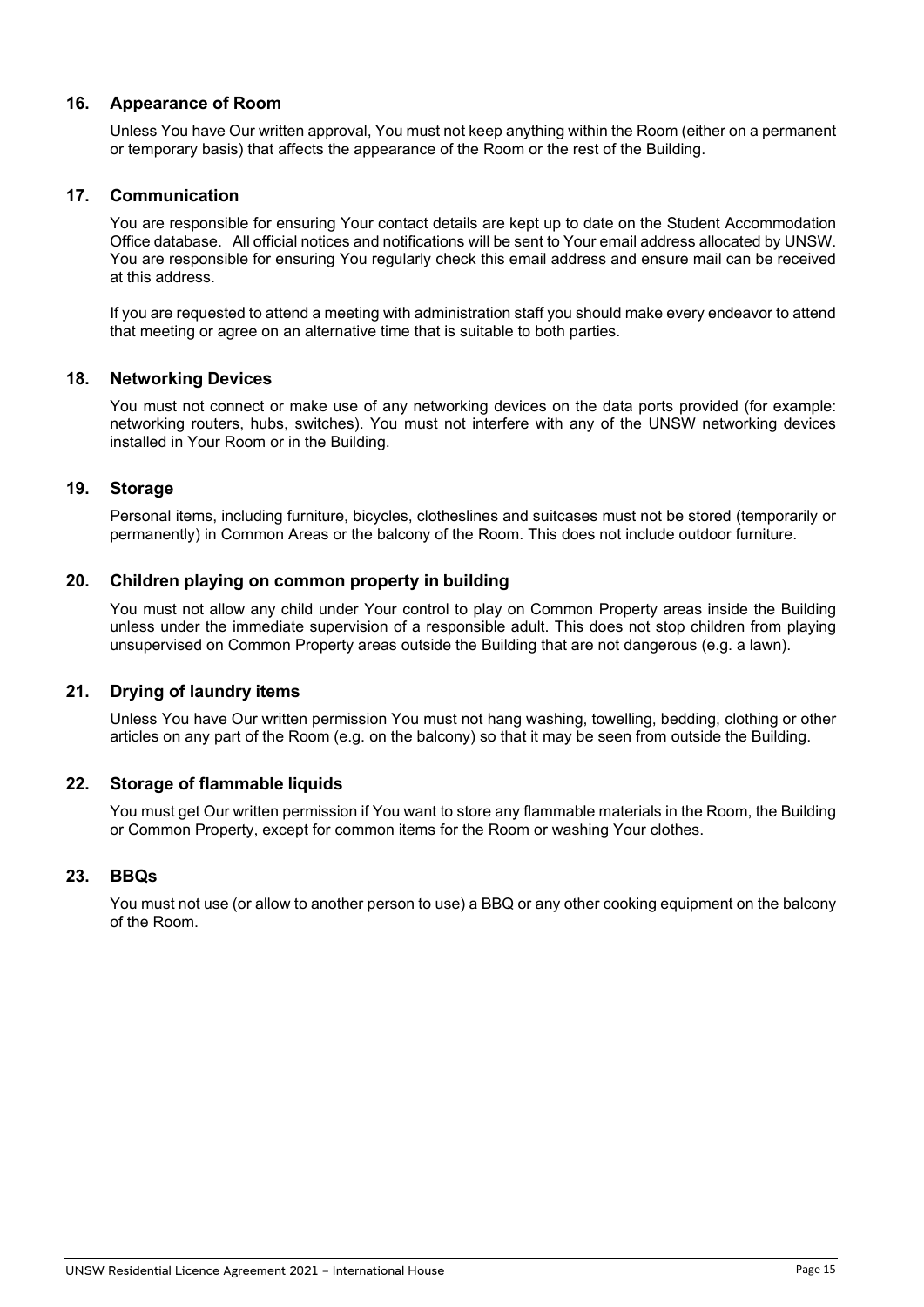## 16. Appearance of Room

Unless You have Our written approval, You must not keep anything within the Room (either on a permanent or temporary basis) that affects the appearance of the Room or the rest of the Building.

## 17. Communication

You are responsible for ensuring Your contact details are kept up to date on the Student Accommodation Office database. All official notices and notifications will be sent to Your email address allocated by UNSW. You are responsible for ensuring You regularly check this email address and ensure mail can be received at this address.

If you are requested to attend a meeting with administration staff you should make every endeavor to attend that meeting or agree on an alternative time that is suitable to both parties.

## 18. Networking Devices

You must not connect or make use of any networking devices on the data ports provided (for example: networking routers, hubs, switches). You must not interfere with any of the UNSW networking devices installed in Your Room or in the Building.

## 19. Storage

Personal items, including furniture, bicycles, clotheslines and suitcases must not be stored (temporarily or permanently) in Common Areas or the balcony of the Room. This does not include outdoor furniture.

## 20. Children playing on common property in building

You must not allow any child under Your control to play on Common Property areas inside the Building unless under the immediate supervision of a responsible adult. This does not stop children from playing unsupervised on Common Property areas outside the Building that are not dangerous (e.g. a lawn).

## 21. Drying of laundry items

Unless You have Our written permission You must not hang washing, towelling, bedding, clothing or other articles on any part of the Room (e.g. on the balcony) so that it may be seen from outside the Building.

## 22. Storage of flammable liquids

You must get Our written permission if You want to store any flammable materials in the Room, the Building or Common Property, except for common items for the Room or washing Your clothes.

## 23. BBQs

You must not use (or allow to another person to use) a BBQ or any other cooking equipment on the balcony of the Room.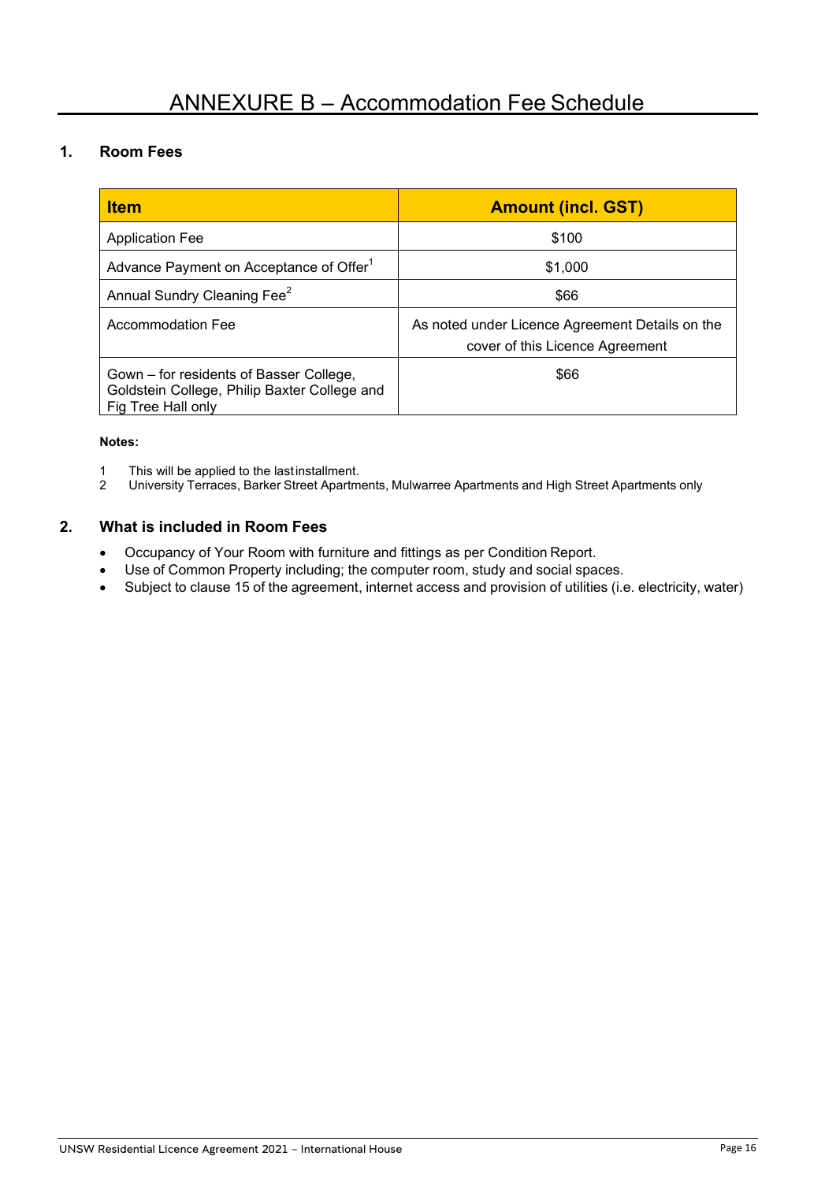# ANNEXURE B – Accommodation Fee Schedule

## 1. Room Fees

| Item | Amount (incl. GST) |
|---|---|
| Application Fee | $100 |
| Advance Payment on Acceptance of Offer[1] | $1,000 |
| Annual Sundry Cleaning Fee[2] | $66 |
| Accommodation Fee | As noted under Licence Agreement Details on the cover of this Licence Agreement |
| Gown – for residents of Basser College, Goldstein College, Philip Baxter College and Fig Tree Hall only | $66 |

**Notes:**

1 This will be applied to the last installment.
2 University Terraces, Barker Street Apartments, Mulwarree Apartments and High Street Apartments only

## 2. What is included in Room Fees

- Occupancy of Your Room with furniture and fittings as per Condition Report.
- Use of Common Property including; the computer room, study and social spaces.
- Subject to clause 15 of the agreement, internet access and provision of utilities (i.e. electricity, water)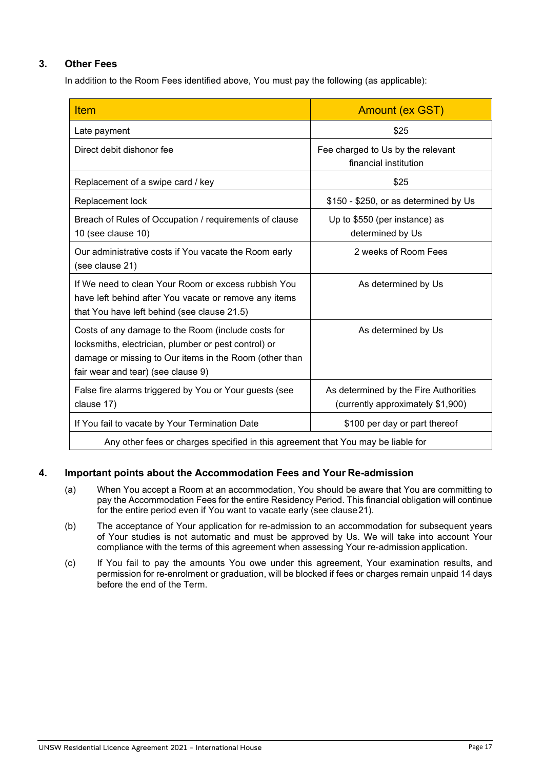## 3. Other Fees

In addition to the Room Fees identified above, You must pay the following (as applicable):

| Item | Amount (ex GST) |
| --- | --- |
| Late payment | $25 |
| Direct debit dishonor fee | Fee charged to Us by the relevant financial institution |
| Replacement of a swipe card / key | $25 |
| Replacement lock | $150 - $250, or as determined by Us |
| Breach of Rules of Occupation / requirements of clause 10 (see clause 10) | Up to $550 (per instance) as determined by Us |
| Our administrative costs if You vacate the Room early (see clause 21) | 2 weeks of Room Fees |
| If We need to clean Your Room or excess rubbish You have left behind after You vacate or remove any items that You have left behind (see clause 21.5) | As determined by Us |
| Costs of any damage to the Room (include costs for locksmiths, electrician, plumber or pest control) or damage or missing to Our items in the Room (other than fair wear and tear) (see clause 9) | As determined by Us |
| False fire alarms triggered by You or Your guests (see clause 17) | As determined by the Fire Authorities (currently approximately $1,900) |
| If You fail to vacate by Your Termination Date | $100 per day or part thereof |
| Any other fees or charges specified in this agreement that You may be liable for | |

## 4. Important points about the Accommodation Fees and Your Re-admission

(a) When You accept a Room at an accommodation, You should be aware that You are committing to pay the Accommodation Fees for the entire Residency Period. This financial obligation will continue for the entire period even if You want to vacate early (see clause 21).

(b) The acceptance of Your application for re-admission to an accommodation for subsequent years of Your studies is not automatic and must be approved by Us. We will take into account Your compliance with the terms of this agreement when assessing Your re-admission application.

(c) If You fail to pay the amounts You owe under this agreement, Your examination results, and permission for re-enrolment or graduation, will be blocked if fees or charges remain unpaid 14 days before the end of the Term.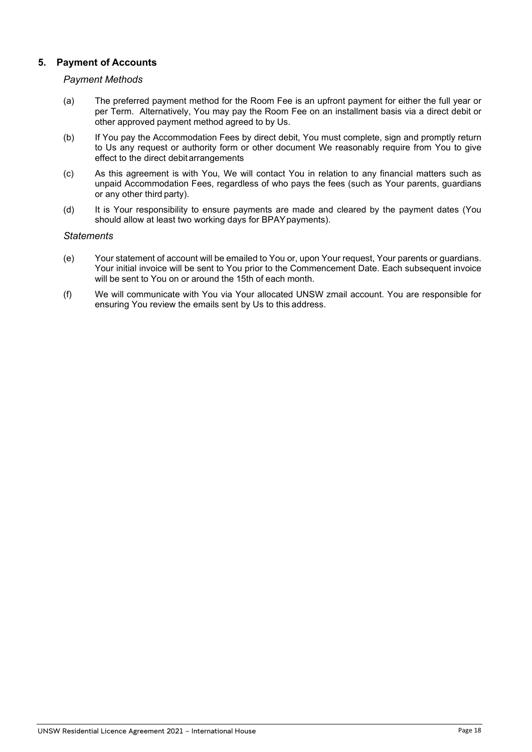## 5. Payment of Accounts

*Payment Methods*

(a) The preferred payment method for the Room Fee is an upfront payment for either the full year or per Term. Alternatively, You may pay the Room Fee on an installment basis via a direct debit or other approved payment method agreed to by Us.

(b) If You pay the Accommodation Fees by direct debit, You must complete, sign and promptly return to Us any request or authority form or other document We reasonably require from You to give effect to the direct debit arrangements

(c) As this agreement is with You, We will contact You in relation to any financial matters such as unpaid Accommodation Fees, regardless of who pays the fees (such as Your parents, guardians or any other third party).

(d) It is Your responsibility to ensure payments are made and cleared by the payment dates (You should allow at least two working days for BPAY payments).

*Statements*

(e) Your statement of account will be emailed to You or, upon Your request, Your parents or guardians. Your initial invoice will be sent to You prior to the Commencement Date. Each subsequent invoice will be sent to You on or around the 15th of each month.

(f) We will communicate with You via Your allocated UNSW zmail account. You are responsible for ensuring You review the emails sent by Us to this address.